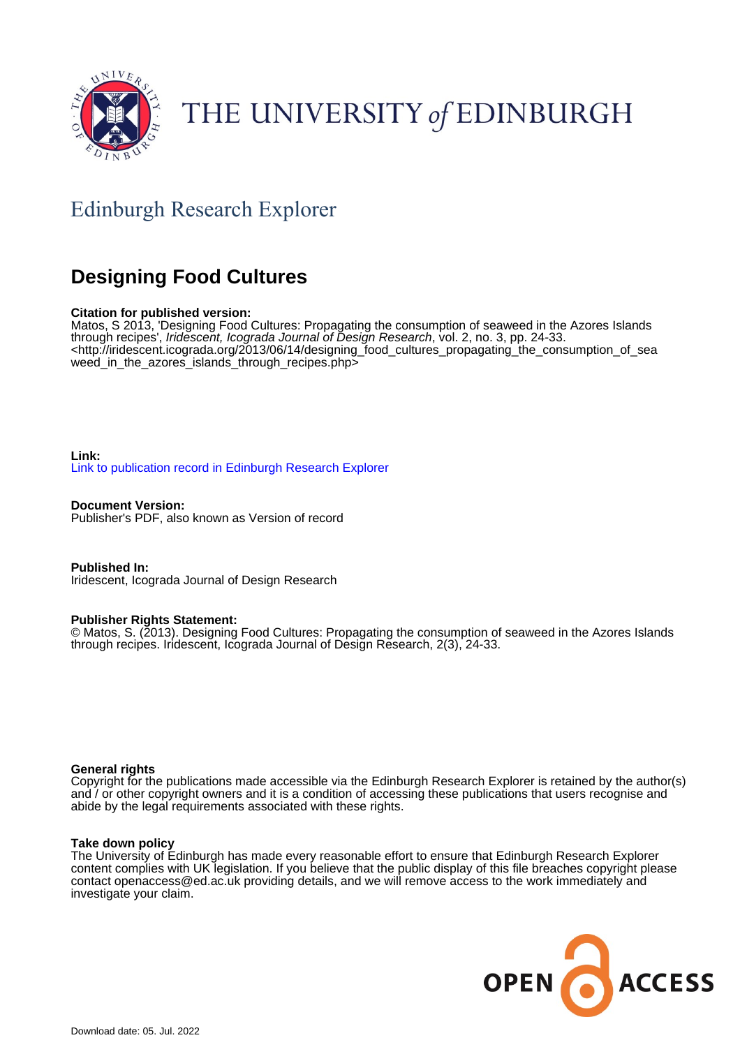THE UNIVERSITY *of* EDINBURGH

Edinburgh Research Explorer

# Designing Food Cultures

**Citation for published version:**
Matos, S 2013, 'Designing Food Cultures: Propagating the consumption of seaweed in the Azores Islands through recipes', *Iridescent, Icograda Journal of Design Research*, vol. 2, no. 3, pp. 24-33. <http://iridescent.icograda.org/2013/06/14/designing_food_cultures_propagating_the_consumption_of_seaweed_in_the_azores_islands_through_recipes.php>

**Link:**
Link to publication record in Edinburgh Research Explorer

**Document Version:**
Publisher's PDF, also known as Version of record

**Published In:**
Iridescent, Icograda Journal of Design Research

**Publisher Rights Statement:**
© Matos, S. (2013). Designing Food Cultures: Propagating the consumption of seaweed in the Azores Islands through recipes. Iridescent, Icograda Journal of Design Research, 2(3), 24-33.

**General rights**
Copyright for the publications made accessible via the Edinburgh Research Explorer is retained by the author(s) and / or other copyright owners and it is a condition of accessing these publications that users recognise and abide by the legal requirements associated with these rights.

**Take down policy**
The University of Edinburgh has made every reasonable effort to ensure that Edinburgh Research Explorer content complies with UK legislation. If you believe that the public display of this file breaches copyright please contact openaccess@ed.ac.uk providing details, and we will remove access to the work immediately and investigate your claim.

OPEN ACCESS

Download date: 05. Jul. 2022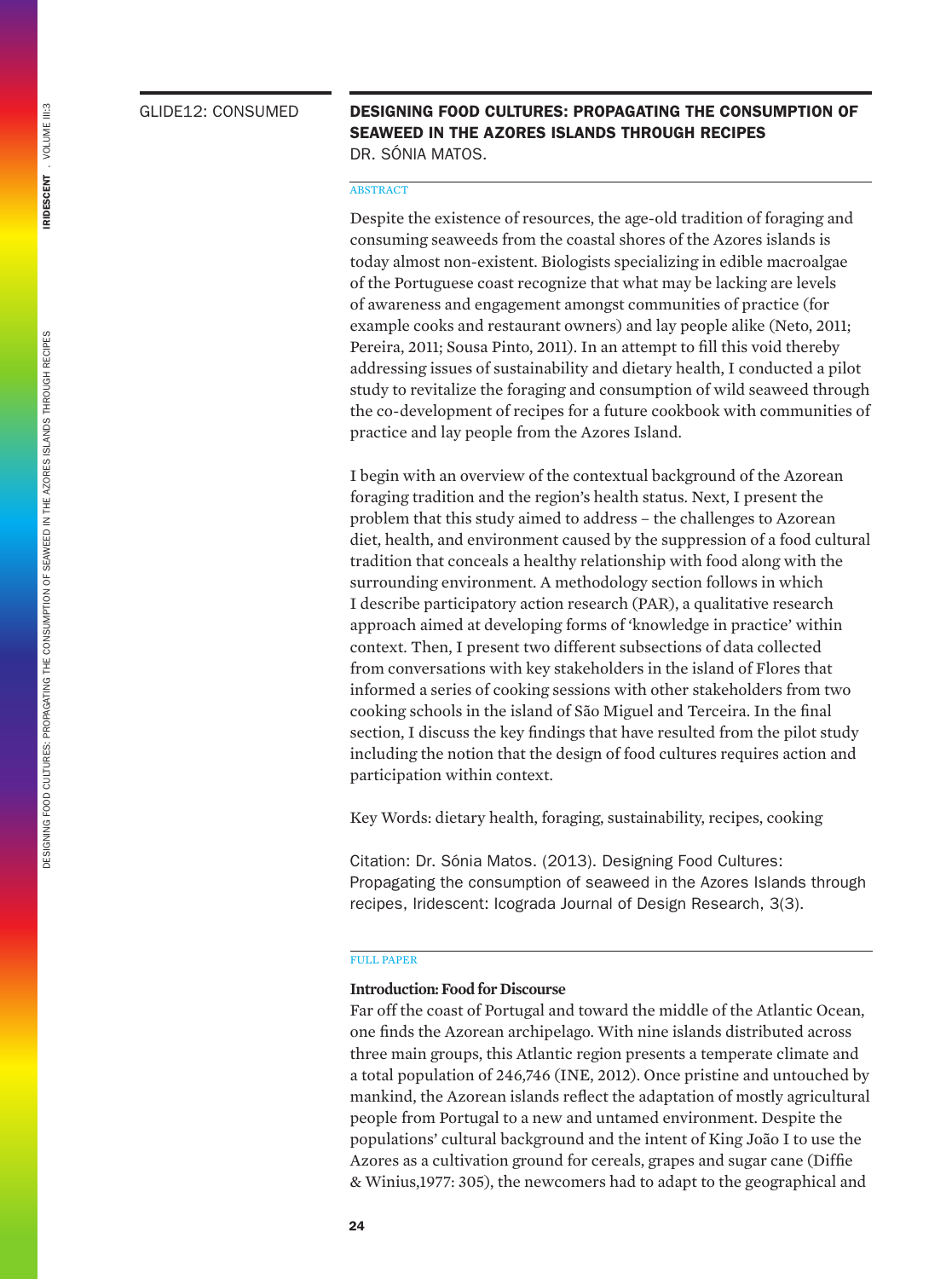GLIDE12: CONSUMED

# DESIGNING FOOD CULTURES: PROPAGATING THE CONSUMPTION OF SEAWEED IN THE AZORES ISLANDS THROUGH RECIPES

DR. SÓNIA MATOS.

ABSTRACT

Despite the existence of resources, the age-old tradition of foraging and consuming seaweeds from the coastal shores of the Azores islands is today almost non-existent. Biologists specializing in edible macroalgae of the Portuguese coast recognize that what may be lacking are levels of awareness and engagement amongst communities of practice (for example cooks and restaurant owners) and lay people alike (Neto, 2011; Pereira, 2011; Sousa Pinto, 2011). In an attempt to fill this void thereby addressing issues of sustainability and dietary health, I conducted a pilot study to revitalize the foraging and consumption of wild seaweed through the co-development of recipes for a future cookbook with communities of practice and lay people from the Azores Island.

I begin with an overview of the contextual background of the Azorean foraging tradition and the region's health status. Next, I present the problem that this study aimed to address – the challenges to Azorean diet, health, and environment caused by the suppression of a food cultural tradition that conceals a healthy relationship with food along with the surrounding environment. A methodology section follows in which I describe participatory action research (PAR), a qualitative research approach aimed at developing forms of 'knowledge in practice' within context. Then, I present two different subsections of data collected from conversations with key stakeholders in the island of Flores that informed a series of cooking sessions with other stakeholders from two cooking schools in the island of São Miguel and Terceira. In the final section, I discuss the key findings that have resulted from the pilot study including the notion that the design of food cultures requires action and participation within context.

Key Words: dietary health, foraging, sustainability, recipes, cooking

Citation: Dr. Sónia Matos. (2013). Designing Food Cultures: Propagating the consumption of seaweed in the Azores Islands through recipes, Iridescent: Icograda Journal of Design Research, 3(3).

FULL PAPER

### Introduction: Food for Discourse

Far off the coast of Portugal and toward the middle of the Atlantic Ocean, one finds the Azorean archipelago. With nine islands distributed across three main groups, this Atlantic region presents a temperate climate and a total population of 246,746 (INE, 2012). Once pristine and untouched by mankind, the Azorean islands reflect the adaptation of mostly agricultural people from Portugal to a new and untamed environment. Despite the populations' cultural background and the intent of King João I to use the Azores as a cultivation ground for cereals, grapes and sugar cane (Diffie & Winius,1977: 305), the newcomers had to adapt to the geographical and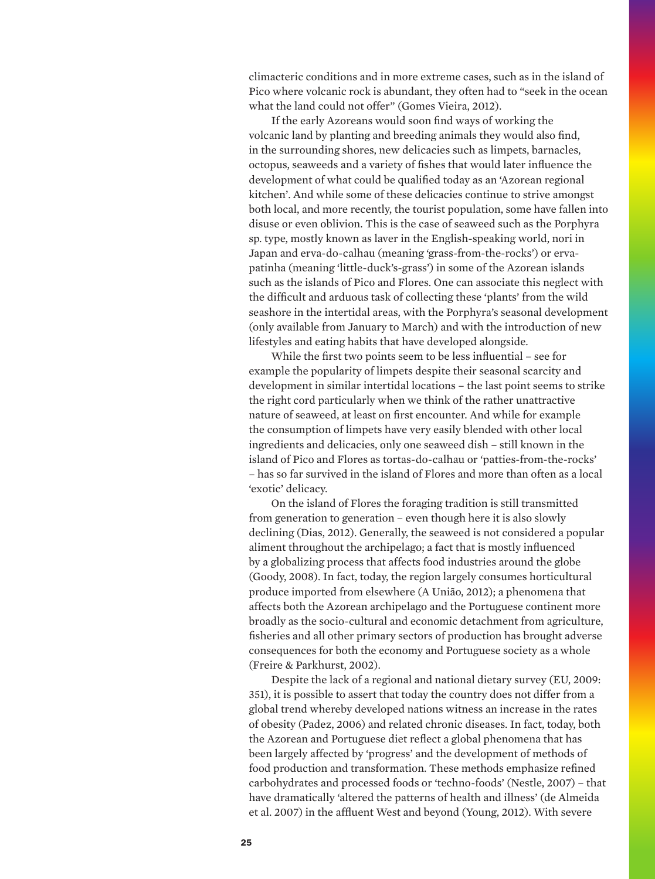climacteric conditions and in more extreme cases, such as in the island of Pico where volcanic rock is abundant, they often had to "seek in the ocean what the land could not offer" (Gomes Vieira, 2012).

If the early Azoreans would soon find ways of working the volcanic land by planting and breeding animals they would also find, in the surrounding shores, new delicacies such as limpets, barnacles, octopus, seaweeds and a variety of fishes that would later influence the development of what could be qualified today as an 'Azorean regional kitchen'. And while some of these delicacies continue to strive amongst both local, and more recently, the tourist population, some have fallen into disuse or even oblivion. This is the case of seaweed such as the Porphyra sp. type, mostly known as laver in the English-speaking world, nori in Japan and erva-do-calhau (meaning 'grass-from-the-rocks') or erva-patinha (meaning 'little-duck's-grass') in some of the Azorean islands such as the islands of Pico and Flores. One can associate this neglect with the difficult and arduous task of collecting these 'plants' from the wild seashore in the intertidal areas, with the Porphyra's seasonal development (only available from January to March) and with the introduction of new lifestyles and eating habits that have developed alongside.

While the first two points seem to be less influential – see for example the popularity of limpets despite their seasonal scarcity and development in similar intertidal locations – the last point seems to strike the right cord particularly when we think of the rather unattractive nature of seaweed, at least on first encounter. And while for example the consumption of limpets have very easily blended with other local ingredients and delicacies, only one seaweed dish – still known in the island of Pico and Flores as tortas-do-calhau or 'patties-from-the-rocks' – has so far survived in the island of Flores and more than often as a local 'exotic' delicacy.

On the island of Flores the foraging tradition is still transmitted from generation to generation – even though here it is also slowly declining (Dias, 2012). Generally, the seaweed is not considered a popular aliment throughout the archipelago; a fact that is mostly influenced by a globalizing process that affects food industries around the globe (Goody, 2008). In fact, today, the region largely consumes horticultural produce imported from elsewhere (A União, 2012); a phenomena that affects both the Azorean archipelago and the Portuguese continent more broadly as the socio-cultural and economic detachment from agriculture, fisheries and all other primary sectors of production has brought adverse consequences for both the economy and Portuguese society as a whole (Freire & Parkhurst, 2002).

Despite the lack of a regional and national dietary survey (EU, 2009: 351), it is possible to assert that today the country does not differ from a global trend whereby developed nations witness an increase in the rates of obesity (Padez, 2006) and related chronic diseases. In fact, today, both the Azorean and Portuguese diet reflect a global phenomena that has been largely affected by 'progress' and the development of methods of food production and transformation. These methods emphasize refined carbohydrates and processed foods or 'techno-foods' (Nestle, 2007) – that have dramatically 'altered the patterns of health and illness' (de Almeida et al. 2007) in the affluent West and beyond (Young, 2012). With severe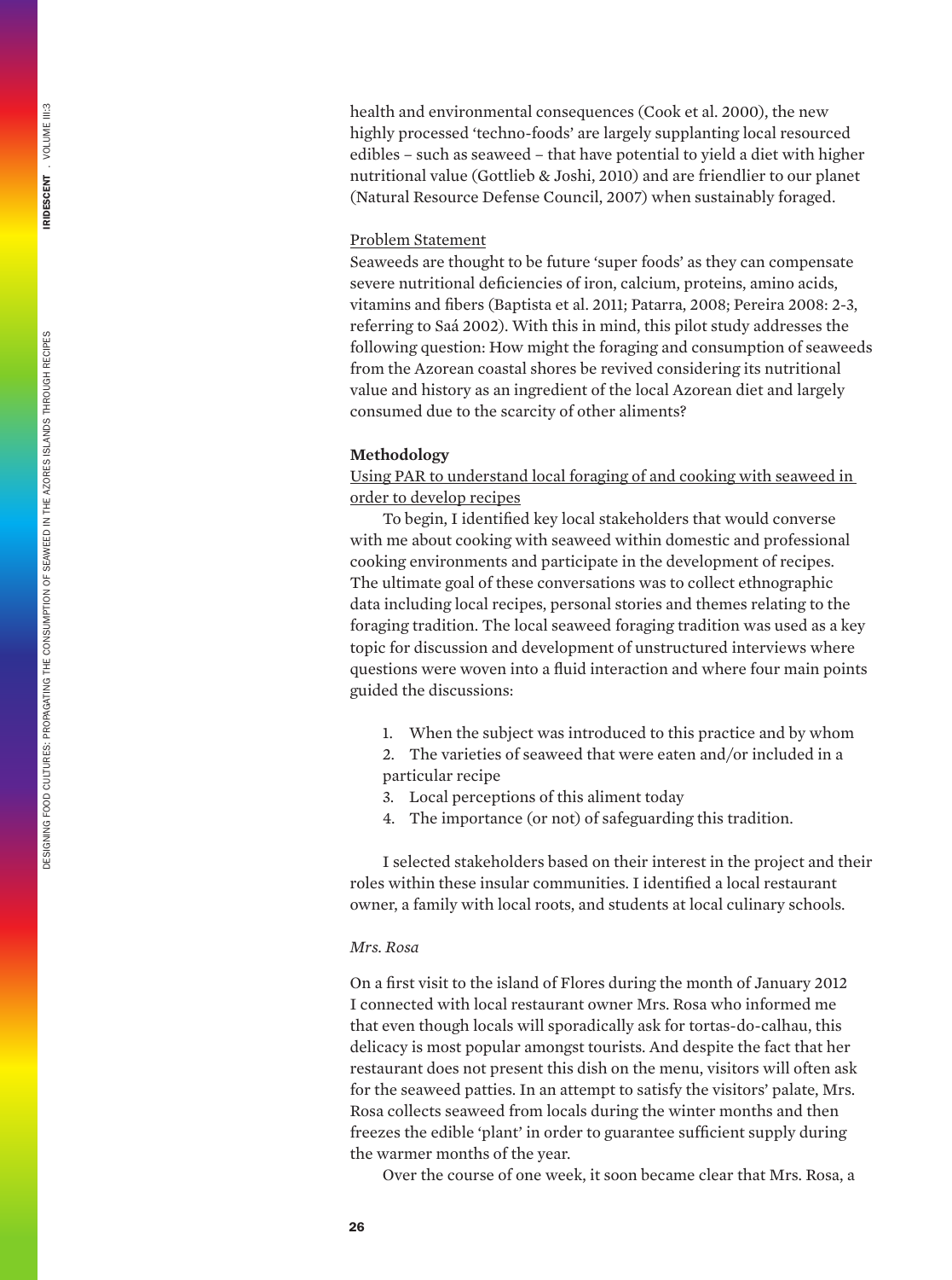health and environmental consequences (Cook et al. 2000), the new highly processed 'techno-foods' are largely supplanting local resourced edibles – such as seaweed – that have potential to yield a diet with higher nutritional value (Gottlieb & Joshi, 2010) and are friendlier to our planet (Natural Resource Defense Council, 2007) when sustainably foraged.

<u>Problem Statement</u>

Seaweeds are thought to be future 'super foods' as they can compensate severe nutritional deficiencies of iron, calcium, proteins, amino acids, vitamins and fibers (Baptista et al. 2011; Patarra, 2008; Pereira 2008: 2-3, referring to Saá 2002). With this in mind, this pilot study addresses the following question: How might the foraging and consumption of seaweeds from the Azorean coastal shores be revived considering its nutritional value and history as an ingredient of the local Azorean diet and largely consumed due to the scarcity of other aliments?

**Methodology**

<u>Using PAR to understand local foraging of and cooking with seaweed in order to develop recipes</u>

To begin, I identified key local stakeholders that would converse with me about cooking with seaweed within domestic and professional cooking environments and participate in the development of recipes. The ultimate goal of these conversations was to collect ethnographic data including local recipes, personal stories and themes relating to the foraging tradition. The local seaweed foraging tradition was used as a key topic for discussion and development of unstructured interviews where questions were woven into a fluid interaction and where four main points guided the discussions:

1. When the subject was introduced to this practice and by whom
2. The varieties of seaweed that were eaten and/or included in a particular recipe
3. Local perceptions of this aliment today
4. The importance (or not) of safeguarding this tradition.

I selected stakeholders based on their interest in the project and their roles within these insular communities. I identified a local restaurant owner, a family with local roots, and students at local culinary schools.

*Mrs. Rosa*

On a first visit to the island of Flores during the month of January 2012 I connected with local restaurant owner Mrs. Rosa who informed me that even though locals will sporadically ask for tortas-do-calhau, this delicacy is most popular amongst tourists. And despite the fact that her restaurant does not present this dish on the menu, visitors will often ask for the seaweed patties. In an attempt to satisfy the visitors' palate, Mrs. Rosa collects seaweed from locals during the winter months and then freezes the edible 'plant' in order to guarantee sufficient supply during the warmer months of the year.

Over the course of one week, it soon became clear that Mrs. Rosa, a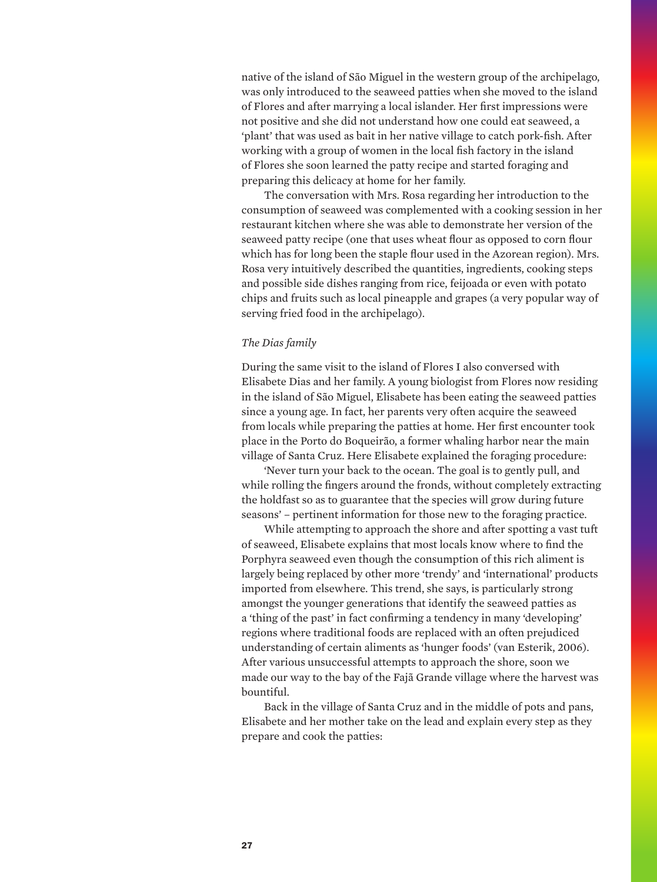native of the island of São Miguel in the western group of the archipelago, was only introduced to the seaweed patties when she moved to the island of Flores and after marrying a local islander. Her first impressions were not positive and she did not understand how one could eat seaweed, a 'plant' that was used as bait in her native village to catch pork-fish. After working with a group of women in the local fish factory in the island of Flores she soon learned the patty recipe and started foraging and preparing this delicacy at home for her family.

The conversation with Mrs. Rosa regarding her introduction to the consumption of seaweed was complemented with a cooking session in her restaurant kitchen where she was able to demonstrate her version of the seaweed patty recipe (one that uses wheat flour as opposed to corn flour which has for long been the staple flour used in the Azorean region). Mrs. Rosa very intuitively described the quantities, ingredients, cooking steps and possible side dishes ranging from rice, feijoada or even with potato chips and fruits such as local pineapple and grapes (a very popular way of serving fried food in the archipelago).

*The Dias family*

During the same visit to the island of Flores I also conversed with Elisabete Dias and her family. A young biologist from Flores now residing in the island of São Miguel, Elisabete has been eating the seaweed patties since a young age. In fact, her parents very often acquire the seaweed from locals while preparing the patties at home. Her first encounter took place in the Porto do Boqueirão, a former whaling harbor near the main village of Santa Cruz. Here Elisabete explained the foraging procedure:

'Never turn your back to the ocean. The goal is to gently pull, and while rolling the fingers around the fronds, without completely extracting the holdfast so as to guarantee that the species will grow during future seasons' – pertinent information for those new to the foraging practice.

While attempting to approach the shore and after spotting a vast tuft of seaweed, Elisabete explains that most locals know where to find the Porphyra seaweed even though the consumption of this rich aliment is largely being replaced by other more 'trendy' and 'international' products imported from elsewhere. This trend, she says, is particularly strong amongst the younger generations that identify the seaweed patties as a 'thing of the past' in fact confirming a tendency in many 'developing' regions where traditional foods are replaced with an often prejudiced understanding of certain aliments as 'hunger foods' (van Esterik, 2006). After various unsuccessful attempts to approach the shore, soon we made our way to the bay of the Fajã Grande village where the harvest was bountiful.

Back in the village of Santa Cruz and in the middle of pots and pans, Elisabete and her mother take on the lead and explain every step as they prepare and cook the patties: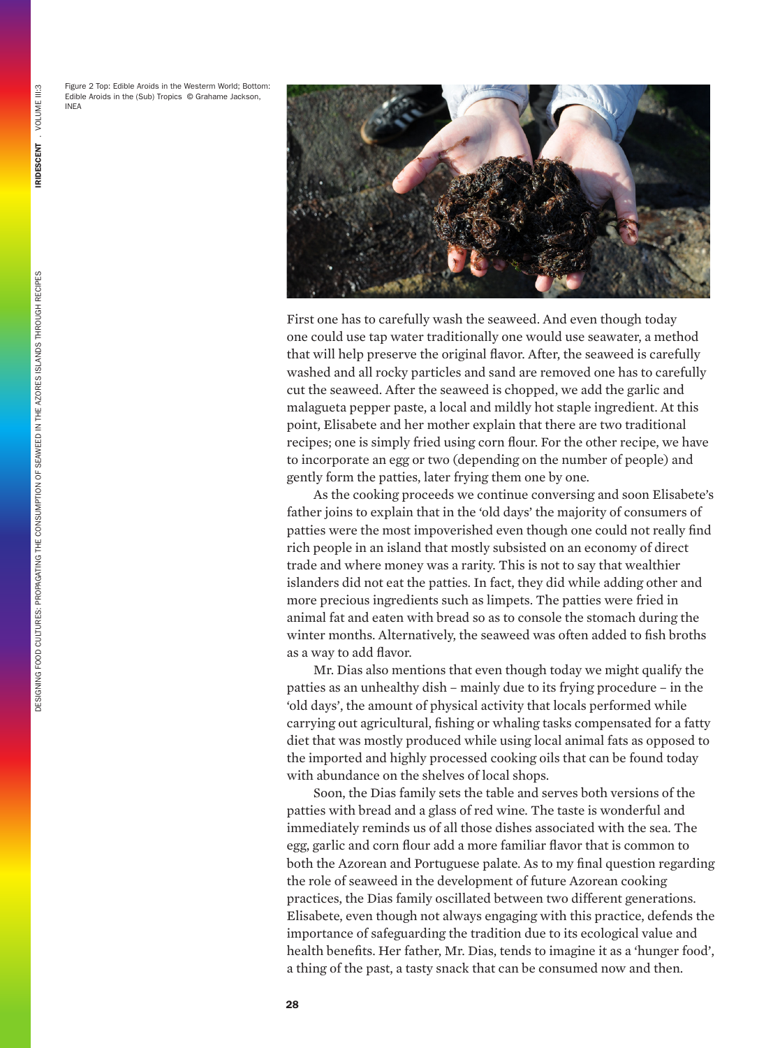Figure 2 Top: Edible Aroids in the Westerm World; Bottom: Edible Aroids in the (Sub) Tropics © Grahame Jackson, INEA

First one has to carefully wash the seaweed. And even though today one could use tap water traditionally one would use seawater, a method that will help preserve the original flavor. After, the seaweed is carefully washed and all rocky particles and sand are removed one has to carefully cut the seaweed. After the seaweed is chopped, we add the garlic and malagueta pepper paste, a local and mildly hot staple ingredient. At this point, Elisabete and her mother explain that there are two traditional recipes; one is simply fried using corn flour. For the other recipe, we have to incorporate an egg or two (depending on the number of people) and gently form the patties, later frying them one by one.

As the cooking proceeds we continue conversing and soon Elisabete's father joins to explain that in the 'old days' the majority of consumers of patties were the most impoverished even though one could not really find rich people in an island that mostly subsisted on an economy of direct trade and where money was a rarity. This is not to say that wealthier islanders did not eat the patties. In fact, they did while adding other and more precious ingredients such as limpets. The patties were fried in animal fat and eaten with bread so as to console the stomach during the winter months. Alternatively, the seaweed was often added to fish broths as a way to add flavor.

Mr. Dias also mentions that even though today we might qualify the patties as an unhealthy dish – mainly due to its frying procedure – in the 'old days', the amount of physical activity that locals performed while carrying out agricultural, fishing or whaling tasks compensated for a fatty diet that was mostly produced while using local animal fats as opposed to the imported and highly processed cooking oils that can be found today with abundance on the shelves of local shops.

Soon, the Dias family sets the table and serves both versions of the patties with bread and a glass of red wine. The taste is wonderful and immediately reminds us of all those dishes associated with the sea. The egg, garlic and corn flour add a more familiar flavor that is common to both the Azorean and Portuguese palate. As to my final question regarding the role of seaweed in the development of future Azorean cooking practices, the Dias family oscillated between two different generations. Elisabete, even though not always engaging with this practice, defends the importance of safeguarding the tradition due to its ecological value and health benefits. Her father, Mr. Dias, tends to imagine it as a 'hunger food', a thing of the past, a tasty snack that can be consumed now and then.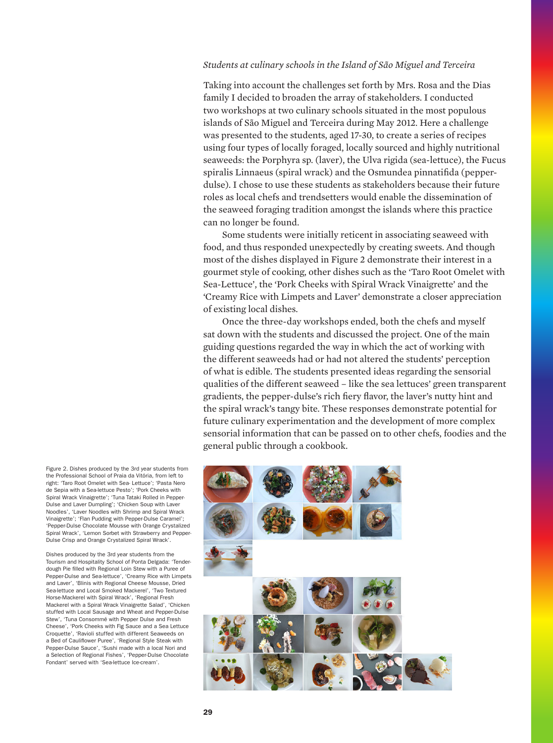*Students at culinary schools in the Island of São Miguel and Terceira*

Taking into account the challenges set forth by Mrs. Rosa and the Dias family I decided to broaden the array of stakeholders. I conducted two workshops at two culinary schools situated in the most populous islands of São Miguel and Terceira during May 2012. Here a challenge was presented to the students, aged 17-30, to create a series of recipes using four types of locally foraged, locally sourced and highly nutritional seaweeds: the Porphyra sp. (laver), the Ulva rigida (sea-lettuce), the Fucus spiralis Linnaeus (spiral wrack) and the Osmundea pinnatifida (pepper-dulse). I chose to use these students as stakeholders because their future roles as local chefs and trendsetters would enable the dissemination of the seaweed foraging tradition amongst the islands where this practice can no longer be found.

Some students were initially reticent in associating seaweed with food, and thus responded unexpectedly by creating sweets. And though most of the dishes displayed in Figure 2 demonstrate their interest in a gourmet style of cooking, other dishes such as the 'Taro Root Omelet with Sea-Lettuce', the 'Pork Cheeks with Spiral Wrack Vinaigrette' and the 'Creamy Rice with Limpets and Laver' demonstrate a closer appreciation of existing local dishes.

Once the three-day workshops ended, both the chefs and myself sat down with the students and discussed the project. One of the main guiding questions regarded the way in which the act of working with the different seaweeds had or had not altered the students' perception of what is edible. The students presented ideas regarding the sensorial qualities of the different seaweed – like the sea lettuces' green transparent gradients, the pepper-dulse's rich fiery flavor, the laver's nutty hint and the spiral wrack's tangy bite. These responses demonstrate potential for future culinary experimentation and the development of more complex sensorial information that can be passed on to other chefs, foodies and the general public through a cookbook.

Figure 2. Dishes produced by the 3rd year students from the Professional School of Praia da Vitória, from left to right: 'Taro Root Omelet with Sea- Lettuce'; 'Pasta Nero de Sepia with a Sea-lettuce Pesto'; 'Pork Cheeks with Spiral Wrack Vinaigrette'; 'Tuna Tataki Rolled in Pepper-Dulse and Laver Dumpling'; 'Chicken Soup with Laver Noodles', 'Laver Noodles with Shrimp and Spiral Wrack Vinaigrette'; 'Flan Pudding with Pepper-Dulse Caramel'; 'Pepper-Dulse Chocolate Mousse with Orange Crystalized Spiral Wrack', 'Lemon Sorbet with Strawberry and Pepper-Dulse Crisp and Orange Crystalized Spiral Wrack'.

Dishes produced by the 3rd year students from the Tourism and Hospitality School of Ponta Delgada: 'Tender-dough Pie filled with Regional Loin Stew with a Puree of Pepper-Dulse and Sea-lettuce', 'Creamy Rice with Limpets and Laver', 'Blinis with Regional Cheese Mousse, Dried Sea-lettuce and Local Smoked Mackerel', 'Two Textured Horse-Mackerel with Spiral Wrack', 'Regional Fresh Mackerel with a Spiral Wrack Vinaigrette Salad', 'Chicken stuffed with Local Sausage and Wheat and Pepper-Dulse Stew', 'Tuna Consommé with Pepper Dulse and Fresh Cheese', 'Pork Cheeks with Fig Sauce and a Sea Lettuce Croquette', 'Ravioli stuffed with different Seaweeds on a Bed of Cauliflower Puree', 'Regional Style Steak with Pepper-Dulse Sauce', 'Sushi made with a local Nori and a Selection of Regional Fishes', 'Pepper-Dulse Chocolate Fondant' served with 'Sea-lettuce Ice-cream'.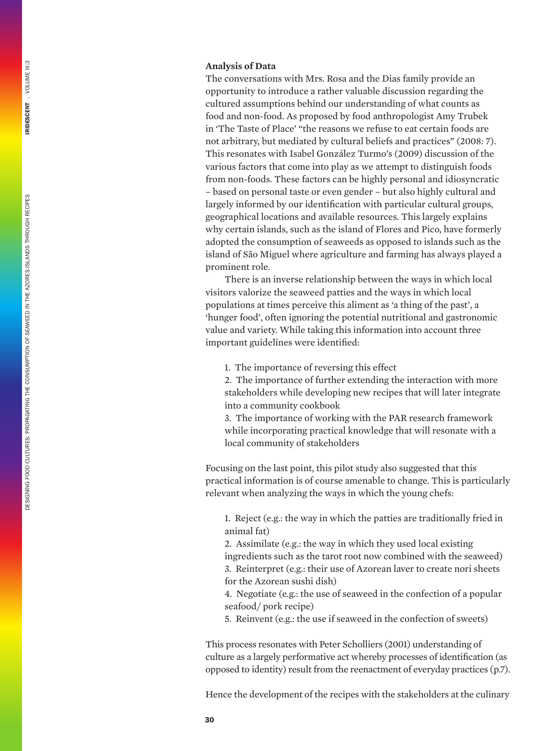**Analysis of Data**

The conversations with Mrs. Rosa and the Dias family provide an opportunity to introduce a rather valuable discussion regarding the cultured assumptions behind our understanding of what counts as food and non-food. As proposed by food anthropologist Amy Trubek in 'The Taste of Place' "the reasons we refuse to eat certain foods are not arbitrary, but mediated by cultural beliefs and practices" (2008: 7). This resonates with Isabel González Turmo's (2009) discussion of the various factors that come into play as we attempt to distinguish foods from non-foods. These factors can be highly personal and idiosyncratic – based on personal taste or even gender – but also highly cultural and largely informed by our identification with particular cultural groups, geographical locations and available resources. This largely explains why certain islands, such as the island of Flores and Pico, have formerly adopted the consumption of seaweeds as opposed to islands such as the island of São Miguel where agriculture and farming has always played a prominent role.

There is an inverse relationship between the ways in which local visitors valorize the seaweed patties and the ways in which local populations at times perceive this aliment as 'a thing of the past', a 'hunger food', often ignoring the potential nutritional and gastronomic value and variety. While taking this information into account three important guidelines were identified:

1. The importance of reversing this effect
2. The importance of further extending the interaction with more stakeholders while developing new recipes that will later integrate into a community cookbook
3. The importance of working with the PAR research framework while incorporating practical knowledge that will resonate with a local community of stakeholders

Focusing on the last point, this pilot study also suggested that this practical information is of course amenable to change. This is particularly relevant when analyzing the ways in which the young chefs:

1. Reject (e.g.: the way in which the patties are traditionally fried in animal fat)
2. Assimilate (e.g.: the way in which they used local existing ingredients such as the tarot root now combined with the seaweed)
3. Reinterpret (e.g.: their use of Azorean laver to create nori sheets for the Azorean sushi dish)
4. Negotiate (e.g.: the use of seaweed in the confection of a popular seafood/ pork recipe)
5. Reinvent (e.g.: the use if seaweed in the confection of sweets)

This process resonates with Peter Scholliers (2001) understanding of culture as a largely performative act whereby processes of identification (as opposed to identity) result from the reenactment of everyday practices (p.7).

Hence the development of the recipes with the stakeholders at the culinary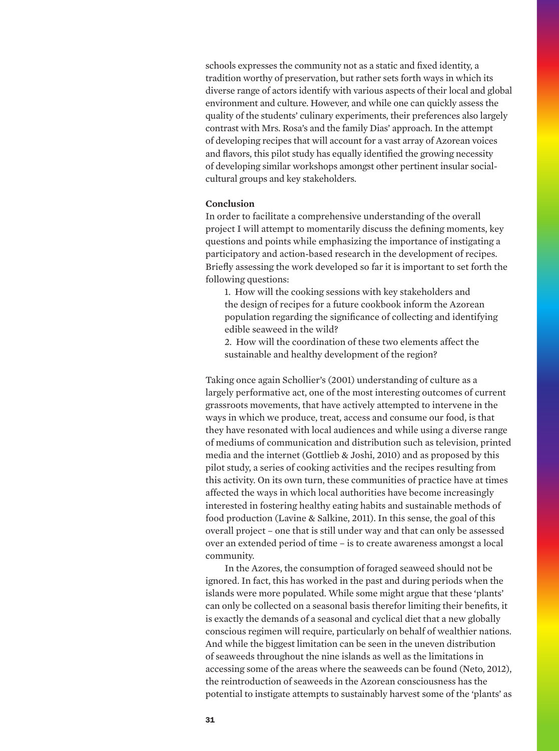schools expresses the community not as a static and fixed identity, a tradition worthy of preservation, but rather sets forth ways in which its diverse range of actors identify with various aspects of their local and global environment and culture. However, and while one can quickly assess the quality of the students' culinary experiments, their preferences also largely contrast with Mrs. Rosa's and the family Dias' approach. In the attempt of developing recipes that will account for a vast array of Azorean voices and flavors, this pilot study has equally identified the growing necessity of developing similar workshops amongst other pertinent insular social-cultural groups and key stakeholders.

**Conclusion**

In order to facilitate a comprehensive understanding of the overall project I will attempt to momentarily discuss the defining moments, key questions and points while emphasizing the importance of instigating a participatory and action-based research in the development of recipes. Briefly assessing the work developed so far it is important to set forth the following questions:

1. How will the cooking sessions with key stakeholders and the design of recipes for a future cookbook inform the Azorean population regarding the significance of collecting and identifying edible seaweed in the wild?
2. How will the coordination of these two elements affect the sustainable and healthy development of the region?

Taking once again Schollier's (2001) understanding of culture as a largely performative act, one of the most interesting outcomes of current grassroots movements, that have actively attempted to intervene in the ways in which we produce, treat, access and consume our food, is that they have resonated with local audiences and while using a diverse range of mediums of communication and distribution such as television, printed media and the internet (Gottlieb & Joshi, 2010) and as proposed by this pilot study, a series of cooking activities and the recipes resulting from this activity. On its own turn, these communities of practice have at times affected the ways in which local authorities have become increasingly interested in fostering healthy eating habits and sustainable methods of food production (Lavine & Salkine, 2011). In this sense, the goal of this overall project – one that is still under way and that can only be assessed over an extended period of time – is to create awareness amongst a local community.

In the Azores, the consumption of foraged seaweed should not be ignored. In fact, this has worked in the past and during periods when the islands were more populated. While some might argue that these 'plants' can only be collected on a seasonal basis therefor limiting their benefits, it is exactly the demands of a seasonal and cyclical diet that a new globally conscious regimen will require, particularly on behalf of wealthier nations. And while the biggest limitation can be seen in the uneven distribution of seaweeds throughout the nine islands as well as the limitations in accessing some of the areas where the seaweeds can be found (Neto, 2012), the reintroduction of seaweeds in the Azorean consciousness has the potential to instigate attempts to sustainably harvest some of the 'plants' as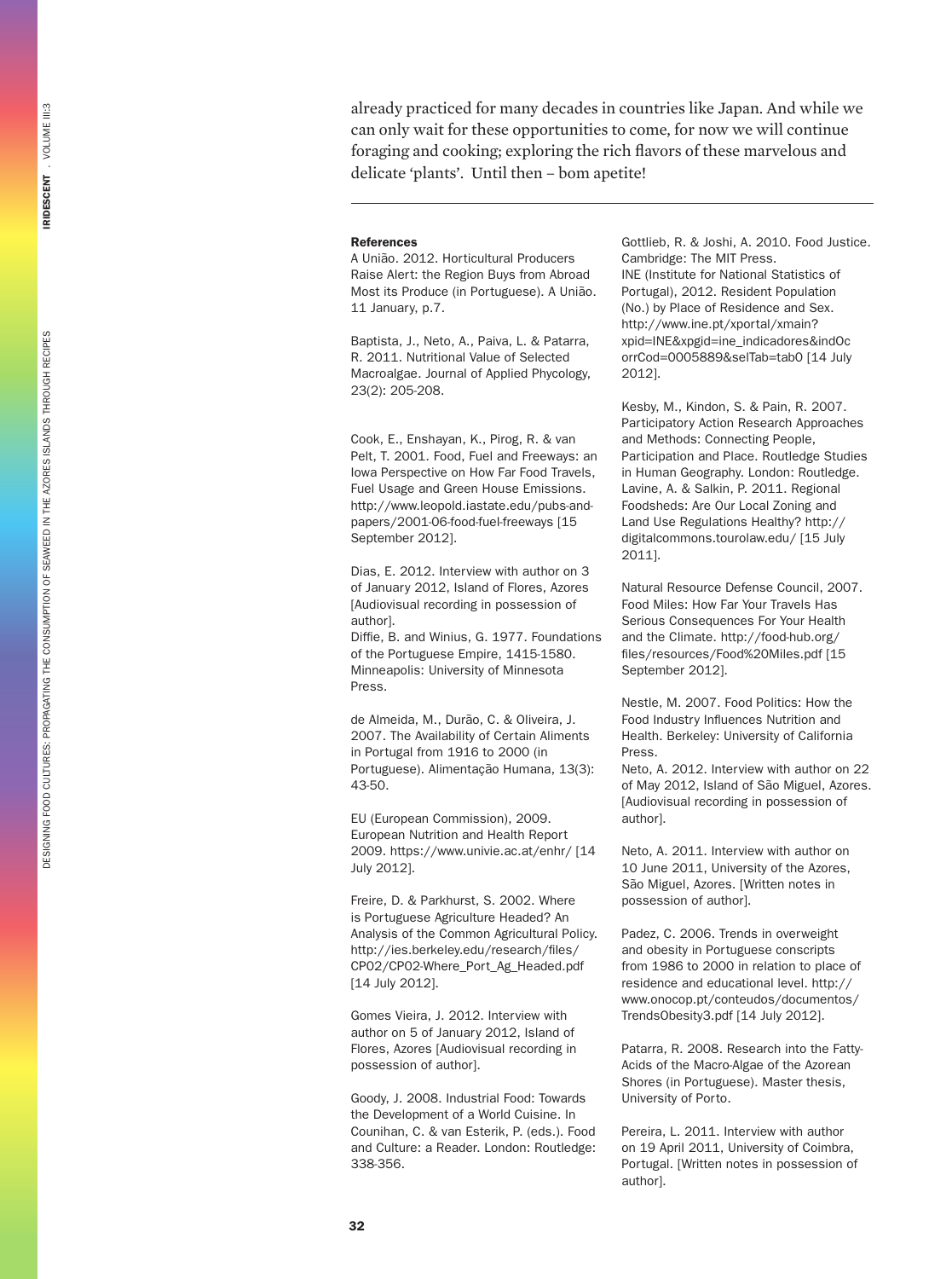already practiced for many decades in countries like Japan. And while we can only wait for these opportunities to come, for now we will continue foraging and cooking; exploring the rich flavors of these marvelous and delicate 'plants'. Until then – bom apetite!

---

#### References

A União. 2012. Horticultural Producers Raise Alert: the Region Buys from Abroad Most its Produce (in Portuguese). A União. 11 January, p.7.

Baptista, J., Neto, A., Paiva, L. & Patarra, R. 2011. Nutritional Value of Selected Macroalgae. Journal of Applied Phycology, 23(2): 205-208.

Cook, E., Enshayan, K., Pirog, R. & van Pelt, T. 2001. Food, Fuel and Freeways: an Iowa Perspective on How Far Food Travels, Fuel Usage and Green House Emissions. http://www.leopold.iastate.edu/pubs-and-papers/2001-06-food-fuel-freeways [15 September 2012].

Dias, E. 2012. Interview with author on 3 of January 2012, Island of Flores, Azores [Audiovisual recording in possession of author].

Diffie, B. and Winius, G. 1977. Foundations of the Portuguese Empire, 1415-1580. Minneapolis: University of Minnesota Press.

de Almeida, M., Durão, C. & Oliveira, J. 2007. The Availability of Certain Aliments in Portugal from 1916 to 2000 (in Portuguese). Alimentação Humana, 13(3): 43-50.

EU (European Commission), 2009. European Nutrition and Health Report 2009. https://www.univie.ac.at/enhr/ [14 July 2012].

Freire, D. & Parkhurst, S. 2002. Where is Portuguese Agriculture Headed? An Analysis of the Common Agricultural Policy. http://ies.berkeley.edu/research/files/CP02/CP02-Where_Port_Ag_Headed.pdf [14 July 2012].

Gomes Vieira, J. 2012. Interview with author on 5 of January 2012, Island of Flores, Azores [Audiovisual recording in possession of author].

Goody, J. 2008. Industrial Food: Towards the Development of a World Cuisine. In Counihan, C. & van Esterik, P. (eds.). Food and Culture: a Reader. London: Routledge: 338-356.

Gottlieb, R. & Joshi, A. 2010. Food Justice. Cambridge: The MIT Press.

INE (Institute for National Statistics of Portugal), 2012. Resident Population (No.) by Place of Residence and Sex. http://www.ine.pt/xportal/xmain?xpid=INE&xpgid=ine_indicadores&indOcorrCod=0005889&selTab=tab0 [14 July 2012].

Kesby, M., Kindon, S. & Pain, R. 2007. Participatory Action Research Approaches and Methods: Connecting People, Participation and Place. Routledge Studies in Human Geography. London: Routledge.

Lavine, A. & Salkin, P. 2011. Regional Foodsheds: Are Our Local Zoning and Land Use Regulations Healthy? http://digitalcommons.tourolaw.edu/ [15 July 2011].

Natural Resource Defense Council, 2007. Food Miles: How Far Your Travels Has Serious Consequences For Your Health and the Climate. http://food-hub.org/files/resources/Food%20Miles.pdf [15 September 2012].

Nestle, M. 2007. Food Politics: How the Food Industry Influences Nutrition and Health. Berkeley: University of California Press.

Neto, A. 2012. Interview with author on 22 of May 2012, Island of São Miguel, Azores. [Audiovisual recording in possession of author].

Neto, A. 2011. Interview with author on 10 June 2011, University of the Azores, São Miguel, Azores. [Written notes in possession of author].

Padez, C. 2006. Trends in overweight and obesity in Portuguese conscripts from 1986 to 2000 in relation to place of residence and educational level. http://www.onocop.pt/conteudos/documentos/TrendsObesity3.pdf [14 July 2012].

Patarra, R. 2008. Research into the Fatty-Acids of the Macro-Algae of the Azorean Shores (in Portuguese). Master thesis, University of Porto.

Pereira, L. 2011. Interview with author on 19 April 2011, University of Coimbra, Portugal. [Written notes in possession of author].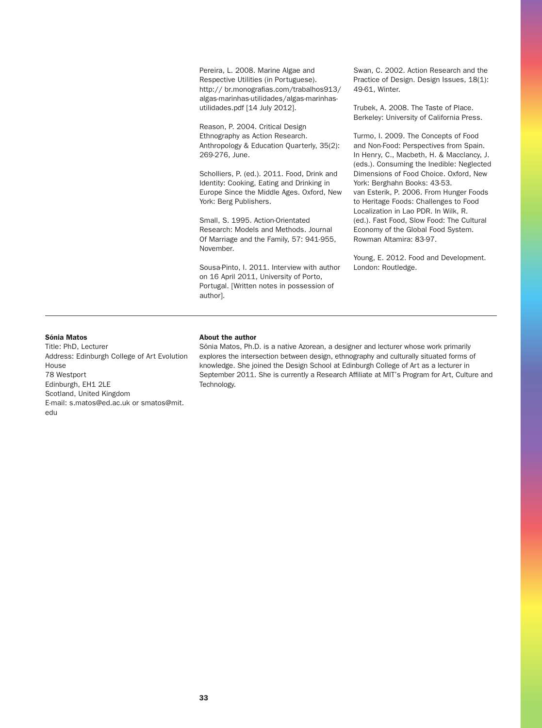Pereira, L. 2008. Marine Algae and Respective Utilities (in Portuguese). http:// br.monografias.com/trabalhos913/algas-marinhas-utilidades/algas-marinhas-utilidades.pdf [14 July 2012].

Reason, P. 2004. Critical Design Ethnography as Action Research. Anthropology & Education Quarterly, 35(2): 269-276, June.

Scholliers, P. (ed.). 2011. Food, Drink and Identity: Cooking, Eating and Drinking in Europe Since the Middle Ages. Oxford, New York: Berg Publishers.

Small, S. 1995. Action-Orientated Research: Models and Methods. Journal Of Marriage and the Family, 57: 941-955, November.

Sousa-Pinto, I. 2011. Interview with author on 16 April 2011, University of Porto, Portugal. [Written notes in possession of author].

Swan, C. 2002. Action Research and the Practice of Design. Design Issues, 18(1): 49-61, Winter.

Trubek, A. 2008. The Taste of Place. Berkeley: University of California Press.

Turmo, I. 2009. The Concepts of Food and Non-Food: Perspectives from Spain. In Henry, C., Macbeth, H. & Macclancy, J. (eds.). Consuming the Inedible: Neglected Dimensions of Food Choice. Oxford, New York: Berghahn Books: 43-53.

van Esterik, P. 2006. From Hunger Foods to Heritage Foods: Challenges to Food Localization in Lao PDR. In Wilk, R. (ed.). Fast Food, Slow Food: The Cultural Economy of the Global Food System. Rowman Altamira: 83-97.

Young, E. 2012. Food and Development. London: Routledge.

---

**Sónia Matos**
Title: PhD, Lecturer
Address: Edinburgh College of Art Evolution House
78 Westport
Edinburgh, EH1 2LE
Scotland, United Kingdom
E-mail: s.matos@ed.ac.uk or smatos@mit.edu

**About the author**

Sónia Matos, Ph.D. is a native Azorean, a designer and lecturer whose work primarily explores the intersection between design, ethnography and culturally situated forms of knowledge. She joined the Design School at Edinburgh College of Art as a lecturer in September 2011. She is currently a Research Affiliate at MIT's Program for Art, Culture and Technology.